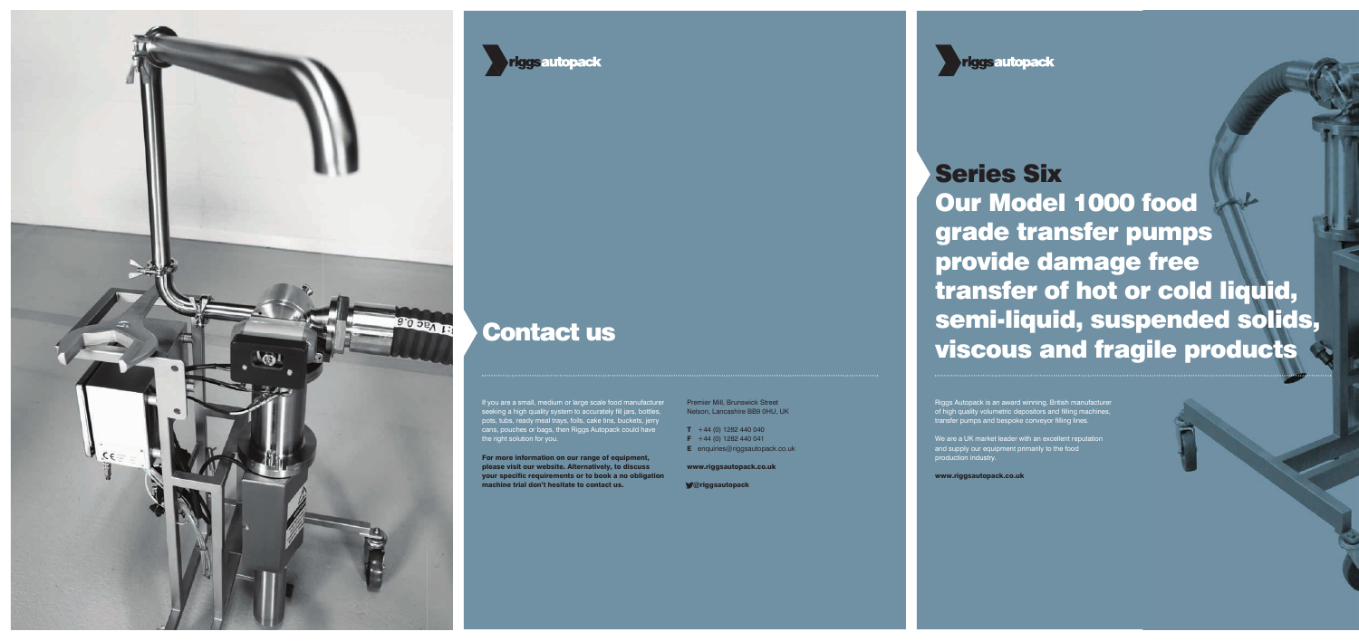riggsautopack

## Contact us

If you are a small, medium or large scale food manufacturer seeking a high quality system to accurately fill jars, bottles, pots, tubs, ready meal trays, foils, cake tins, buckets, jerry cans, pouches or bags, then Riggs Autopack could have the right solution for you.

**For more information on our range of equipment, please visit our website. Alternatively, to discuss your specific requirements or to book a no obligation machine trial don't hesitate to contact us.**

Premier Mill, Brunswick Street
Nelson, Lancashire BB9 0HU, UK

**T** +44 (0) 1282 440 040
**F** +44 (0) 1282 440 041
**E** enquiries@riggsautopack.co.uk

**www.riggsautopack.co.uk**

**@riggsautopack**

riggsautopack

# Series Six
# Our Model 1000 food grade transfer pumps provide damage free transfer of hot or cold liquid, semi-liquid, suspended solids, viscous and fragile products

Riggs Autopack is an award winning, British manufacturer of high quality volumetric depositors and filling machines, transfer pumps and bespoke conveyor filling lines.

We are a UK market leader with an excellent reputation and supply our equipment primarily to the food production industry.

**www.riggsautopack.co.uk**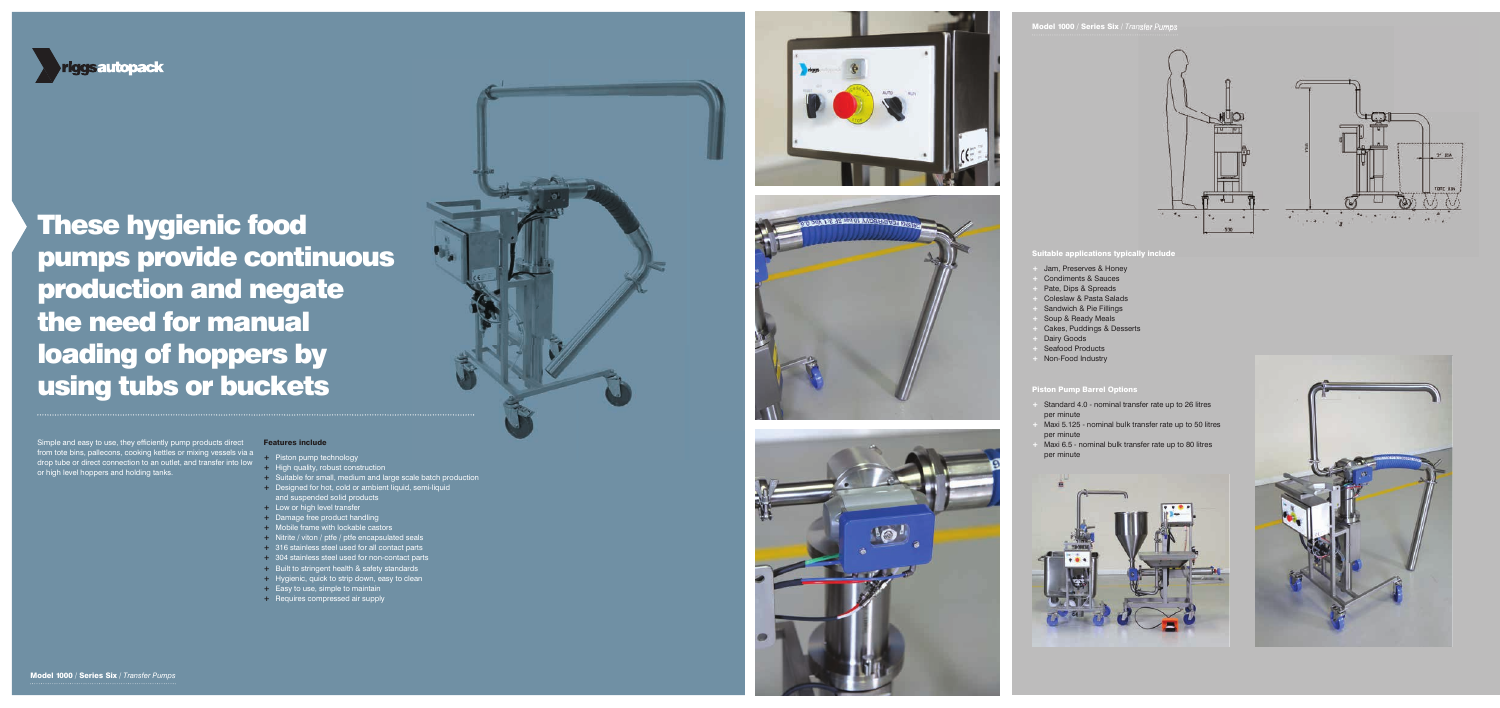# These hygienic food pumps provide continuous production and negate the need for manual loading of hoppers by using tubs or buckets

Simple and easy to use, they efficiently pump products direct from tote bins, pallecons, cooking kettles or mixing vessels via a drop tube or direct connection to an outlet, and transfer into low or high level hoppers and holding tanks.

### Features include

- Piston pump technology
- High quality, robust construction
- Suitable for small, medium and large scale batch production
- Designed for hot, cold or ambient liquid, semi-liquid and suspended solid products
- Low or high level transfer
- Damage free product handling
- Mobile frame with lockable castors
- Nitrile / viton / ptfe / ptfe encapsulated seals
- 316 stainless steel used for all contact parts
- 304 stainless steel used for non-contact parts
- Built to stringent health & safety standards
- Hygienic, quick to strip down, easy to clean
- Easy to use, simple to maintain
- Requires compressed air supply

### Suitable applications typically include

- Jam, Preserves & Honey
- Condiments & Sauces
- Pate, Dips & Spreads
- Coleslaw & Pasta Salads
- Sandwich & Pie Fillings
- Soup & Ready Meals
- Cakes, Puddings & Desserts
- Dairy Goods
- Seafood Products
- Non-Food Industry

### Piston Pump Barrel Options

- Standard 4.0 - nominal transfer rate up to 26 litres per minute
- Maxi 5.125 - nominal bulk transfer rate up to 50 litres per minute
- Maxi 6.5 - nominal bulk transfer rate up to 80 litres per minute